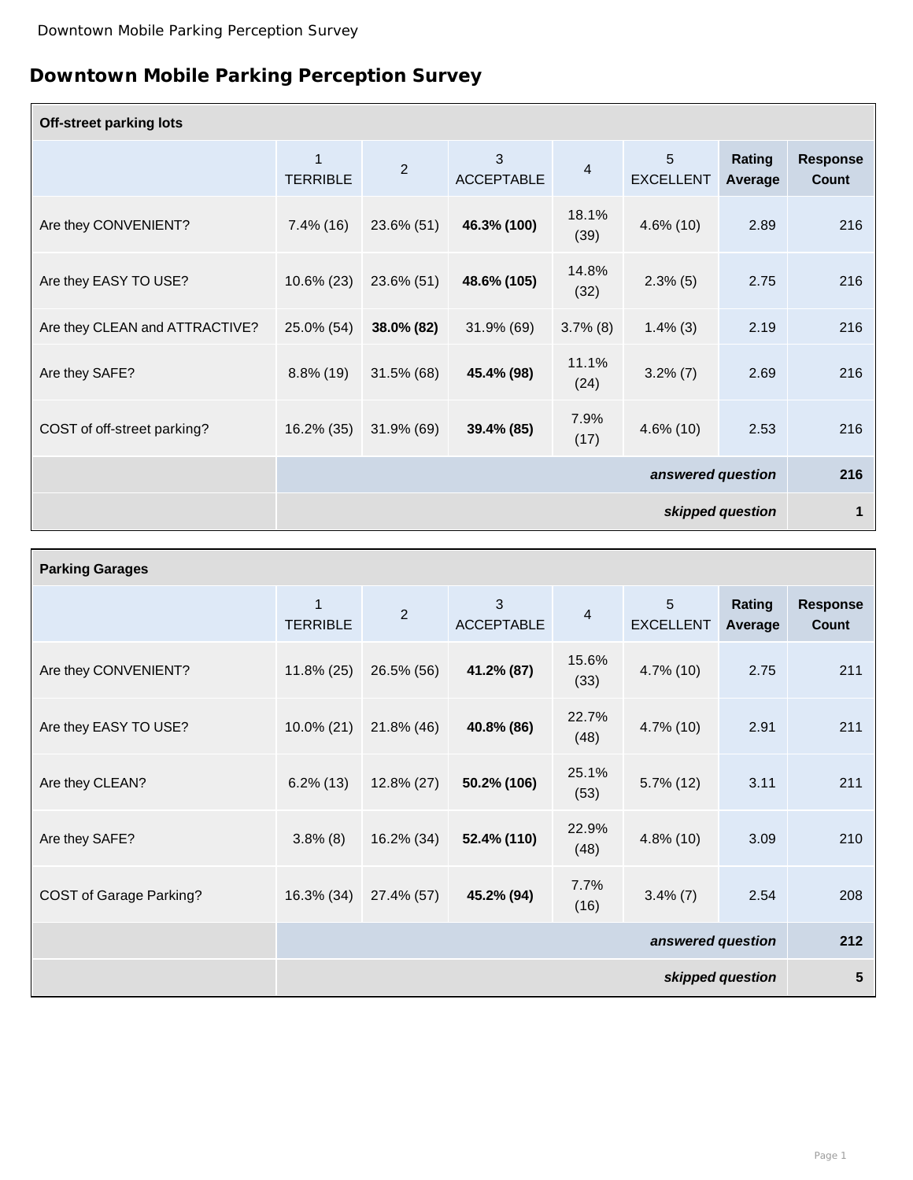# Downtown Mobile Parking Perception Survey

| Off-street parking lots | | | | | | | |
|---|---|---|---|---|---|---|---|
| | 1 TERRIBLE | 2 | 3 ACCEPTABLE | 4 | 5 EXCELLENT | **Rating Average** | **Response Count** |
| Are they CONVENIENT? | 7.4% (16) | 23.6% (51) | **46.3% (100)** | 18.1% (39) | 4.6% (10) | 2.89 | 216 |
| Are they EASY TO USE? | 10.6% (23) | 23.6% (51) | **48.6% (105)** | 14.8% (32) | 2.3% (5) | 2.75 | 216 |
| Are they CLEAN and ATTRACTIVE? | 25.0% (54) | **38.0% (82)** | 31.9% (69) | 3.7% (8) | 1.4% (3) | 2.19 | 216 |
| Are they SAFE? | 8.8% (19) | 31.5% (68) | **45.4% (98)** | 11.1% (24) | 3.2% (7) | 2.69 | 216 |
| COST of off-street parking? | 16.2% (35) | 31.9% (69) | **39.4% (85)** | 7.9% (17) | 4.6% (10) | 2.53 | 216 |
| | | | | | | ***answered question*** | **216** |
| | | | | | | ***skipped question*** | **1** |

| Parking Garages | | | | | | | |
|---|---|---|---|---|---|---|---|
| | 1 TERRIBLE | 2 | 3 ACCEPTABLE | 4 | 5 EXCELLENT | **Rating Average** | **Response Count** |
| Are they CONVENIENT? | 11.8% (25) | 26.5% (56) | **41.2% (87)** | 15.6% (33) | 4.7% (10) | 2.75 | 211 |
| Are they EASY TO USE? | 10.0% (21) | 21.8% (46) | **40.8% (86)** | 22.7% (48) | 4.7% (10) | 2.91 | 211 |
| Are they CLEAN? | 6.2% (13) | 12.8% (27) | **50.2% (106)** | 25.1% (53) | 5.7% (12) | 3.11 | 211 |
| Are they SAFE? | 3.8% (8) | 16.2% (34) | **52.4% (110)** | 22.9% (48) | 4.8% (10) | 3.09 | 210 |
| COST of Garage Parking? | 16.3% (34) | 27.4% (57) | **45.2% (94)** | 7.7% (16) | 3.4% (7) | 2.54 | 208 |
| | | | | | | ***answered question*** | **212** |
| | | | | | | ***skipped question*** | **5** |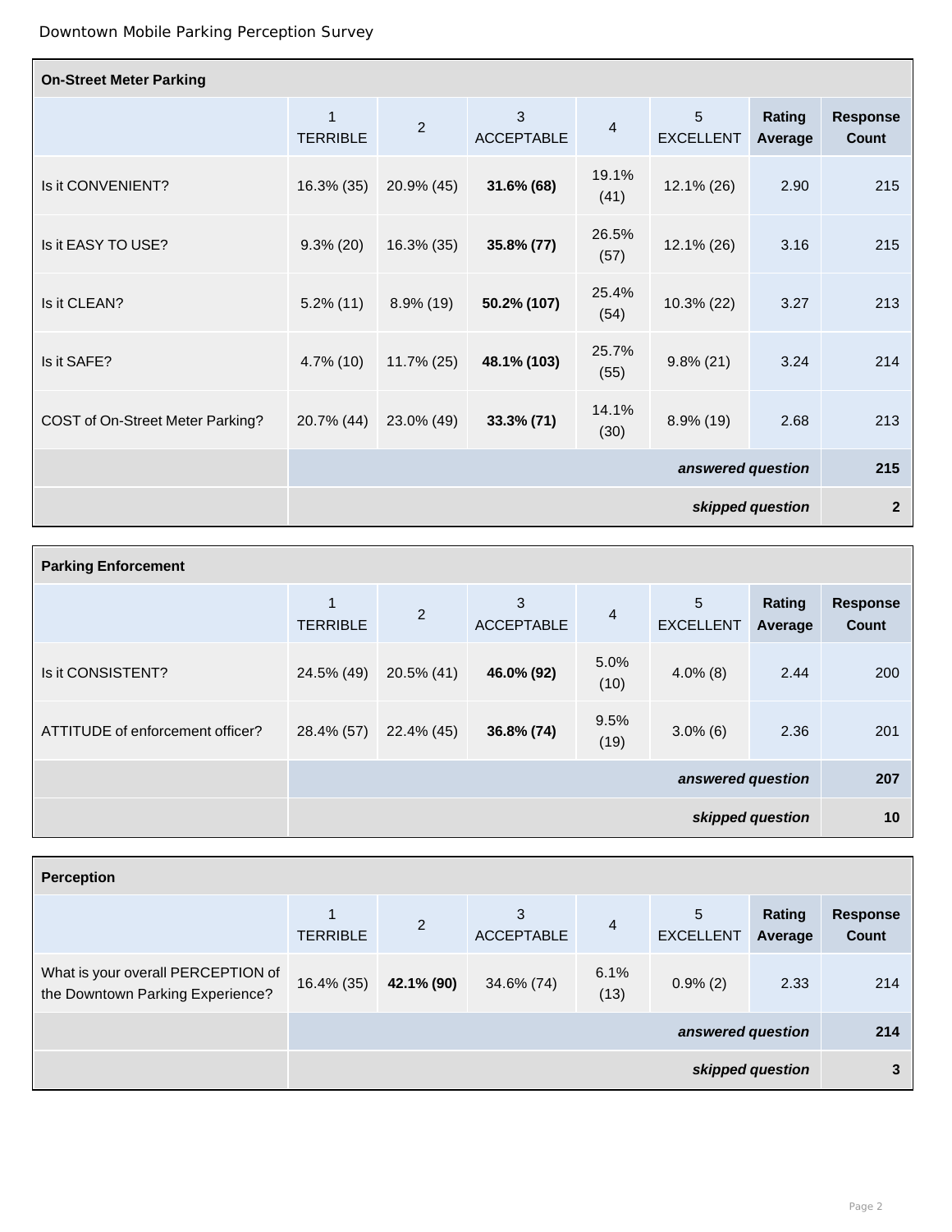Downtown Mobile Parking Perception Survey

| On-Street Meter Parking | | | | | | | |
|---|---|---|---|---|---|---|---|
| | 1 TERRIBLE | 2 | 3 ACCEPTABLE | 4 | 5 EXCELLENT | **Rating Average** | **Response Count** |
| Is it CONVENIENT? | 16.3% (35) | 20.9% (45) | **31.6% (68)** | 19.1% (41) | 12.1% (26) | 2.90 | 215 |
| Is it EASY TO USE? | 9.3% (20) | 16.3% (35) | **35.8% (77)** | 26.5% (57) | 12.1% (26) | 3.16 | 215 |
| Is it CLEAN? | 5.2% (11) | 8.9% (19) | **50.2% (107)** | 25.4% (54) | 10.3% (22) | 3.27 | 213 |
| Is it SAFE? | 4.7% (10) | 11.7% (25) | **48.1% (103)** | 25.7% (55) | 9.8% (21) | 3.24 | 214 |
| COST of On-Street Meter Parking? | 20.7% (44) | 23.0% (49) | **33.3% (71)** | 14.1% (30) | 8.9% (19) | 2.68 | 213 |
| | | | | | | ***answered question*** | **215** |
| | | | | | | ***skipped question*** | **2** |

| Parking Enforcement | | | | | | | |
|---|---|---|---|---|---|---|---|
| | 1 TERRIBLE | 2 | 3 ACCEPTABLE | 4 | 5 EXCELLENT | **Rating Average** | **Response Count** |
| Is it CONSISTENT? | 24.5% (49) | 20.5% (41) | **46.0% (92)** | 5.0% (10) | 4.0% (8) | 2.44 | 200 |
| ATTITUDE of enforcement officer? | 28.4% (57) | 22.4% (45) | **36.8% (74)** | 9.5% (19) | 3.0% (6) | 2.36 | 201 |
| | | | | | | ***answered question*** | **207** |
| | | | | | | ***skipped question*** | **10** |

| Perception | | | | | | | |
|---|---|---|---|---|---|---|---|
| | 1 TERRIBLE | 2 | 3 ACCEPTABLE | 4 | 5 EXCELLENT | **Rating Average** | **Response Count** |
| What is your overall PERCEPTION of the Downtown Parking Experience? | 16.4% (35) | **42.1% (90)** | 34.6% (74) | 6.1% (13) | 0.9% (2) | 2.33 | 214 |
| | | | | | | ***answered question*** | **214** |
| | | | | | | ***skipped question*** | **3** |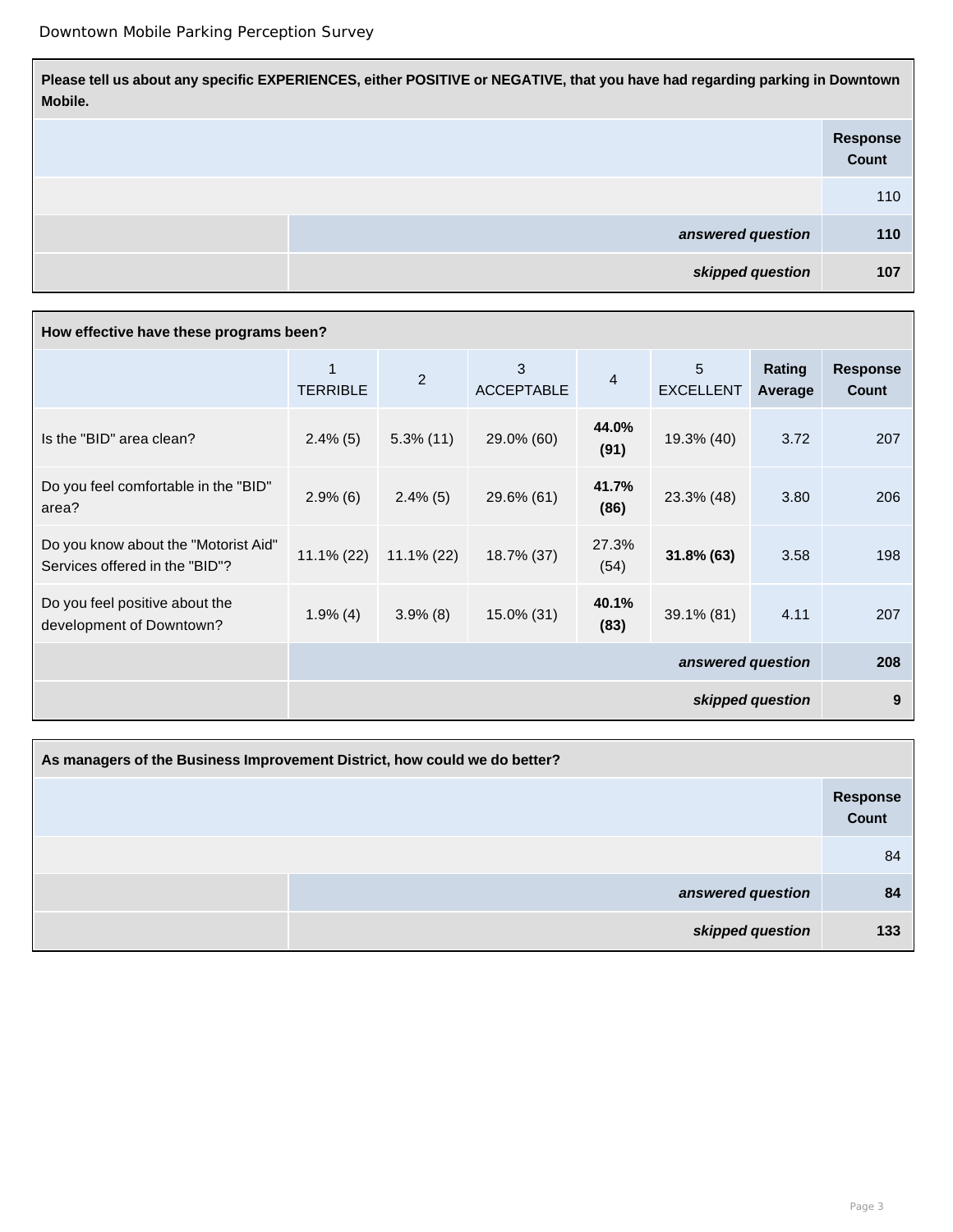| Please tell us about any specific EXPERIENCES, either POSITIVE or NEGATIVE, that you have had regarding parking in Downtown Mobile. | | |
|---|---|---|
| | | **Response Count** |
| | | 110 |
| | ***answered question*** | **110** |
| | ***skipped question*** | **107** |

| How effective have these programs been? | | | | | | | |
|---|---|---|---|---|---|---|---|
| | 1 TERRIBLE | 2 | 3 ACCEPTABLE | 4 | 5 EXCELLENT | **Rating Average** | **Response Count** |
| Is the "BID" area clean? | 2.4% (5) | 5.3% (11) | 29.0% (60) | **44.0% (91)** | 19.3% (40) | 3.72 | 207 |
| Do you feel comfortable in the "BID" area? | 2.9% (6) | 2.4% (5) | 29.6% (61) | **41.7% (86)** | 23.3% (48) | 3.80 | 206 |
| Do you know about the "Motorist Aid" Services offered in the "BID"? | 11.1% (22) | 11.1% (22) | 18.7% (37) | 27.3% (54) | **31.8% (63)** | 3.58 | 198 |
| Do you feel positive about the development of Downtown? | 1.9% (4) | 3.9% (8) | 15.0% (31) | **40.1% (83)** | 39.1% (81) | 4.11 | 207 |
| | | | | | | ***answered question*** | **208** |
| | | | | | | ***skipped question*** | **9** |

| As managers of the Business Improvement District, how could we do better? | | |
|---|---|---|
| | | **Response Count** |
| | | 84 |
| | ***answered question*** | **84** |
| | ***skipped question*** | **133** |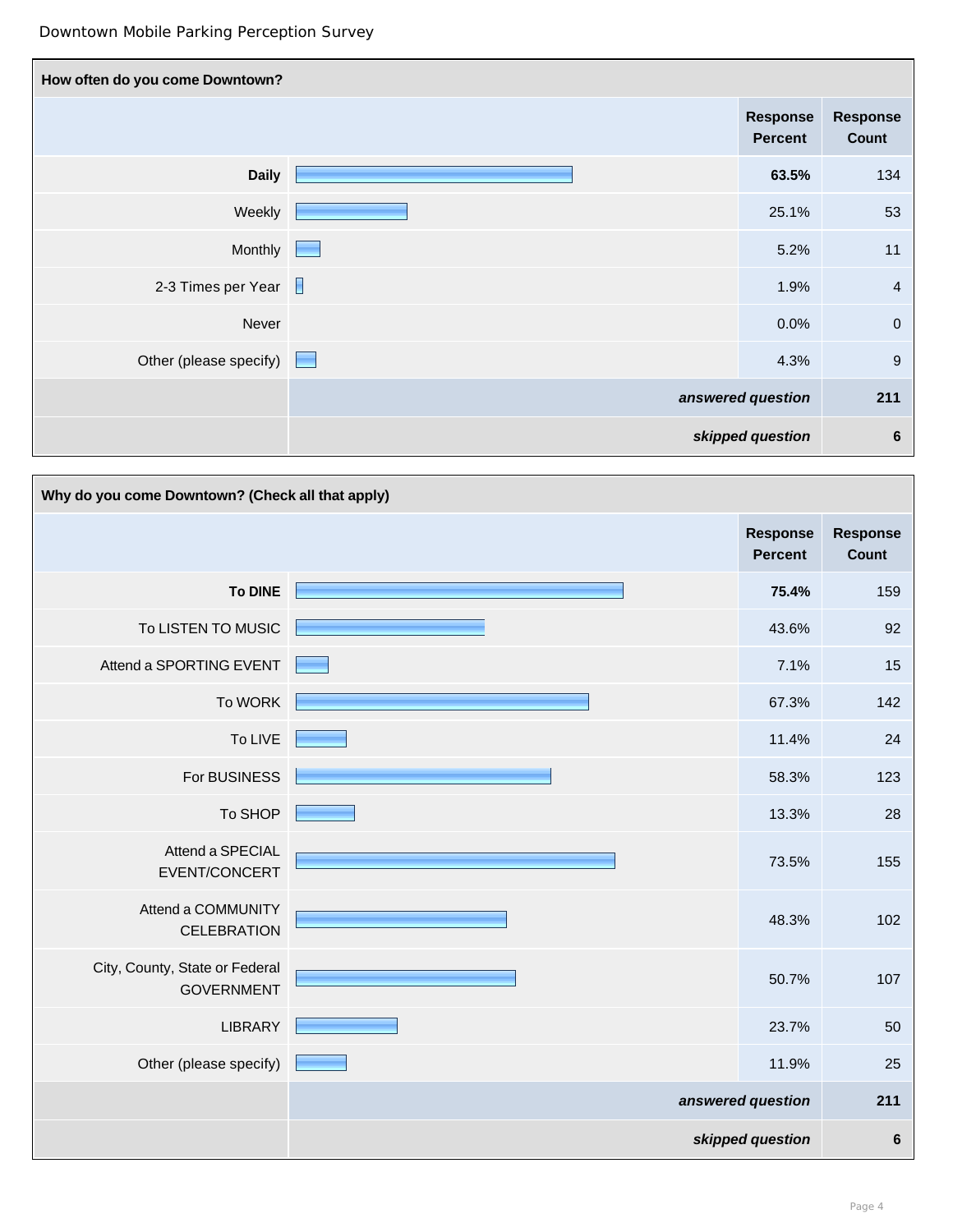Downtown Mobile Parking Perception Survey

| How often do you come Downtown? | Response Percent | Response Count |
|---|---|---|
| **Daily** | **63.5%** | 134 |
| Weekly | 25.1% | 53 |
| Monthly | 5.2% | 11 |
| 2-3 Times per Year | 1.9% | 4 |
| Never | 0.0% | 0 |
| Other (please specify) | 4.3% | 9 |
| | *answered question* | **211** |
| | *skipped question* | **6** |

| Why do you come Downtown? (Check all that apply) | Response Percent | Response Count |
|---|---|---|
| **To DINE** | **75.4%** | 159 |
| To LISTEN TO MUSIC | 43.6% | 92 |
| Attend a SPORTING EVENT | 7.1% | 15 |
| To WORK | 67.3% | 142 |
| To LIVE | 11.4% | 24 |
| For BUSINESS | 58.3% | 123 |
| To SHOP | 13.3% | 28 |
| Attend a SPECIAL EVENT/CONCERT | 73.5% | 155 |
| Attend a COMMUNITY CELEBRATION | 48.3% | 102 |
| City, County, State or Federal GOVERNMENT | 50.7% | 107 |
| LIBRARY | 23.7% | 50 |
| Other (please specify) | 11.9% | 25 |
| | *answered question* | **211** |
| | *skipped question* | **6** |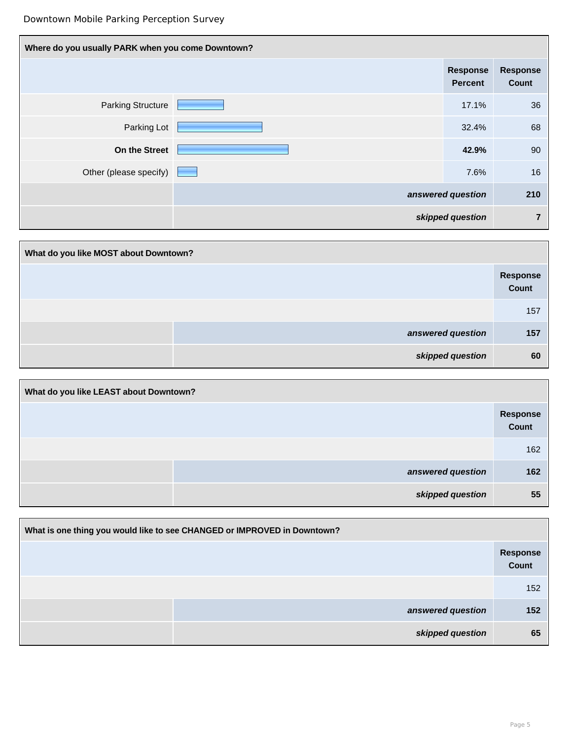Downtown Mobile Parking Perception Survey

| Where do you usually PARK when you come Downtown? | Response Percent | Response Count |
|---|---|---|
| Parking Structure | 17.1% | 36 |
| Parking Lot | 32.4% | 68 |
| **On the Street** | **42.9%** | 90 |
| Other (please specify) | 7.6% | 16 |
| | *answered question* | **210** |
| | *skipped question* | **7** |

| What do you like MOST about Downtown? | Response Count |
|---|---|
| | 157 |
| *answered question* | **157** |
| *skipped question* | **60** |

| What do you like LEAST about Downtown? | Response Count |
|---|---|
| | 162 |
| *answered question* | **162** |
| *skipped question* | **55** |

| What is one thing you would like to see CHANGED or IMPROVED in Downtown? | Response Count |
|---|---|
| | 152 |
| *answered question* | **152** |
| *skipped question* | **65** |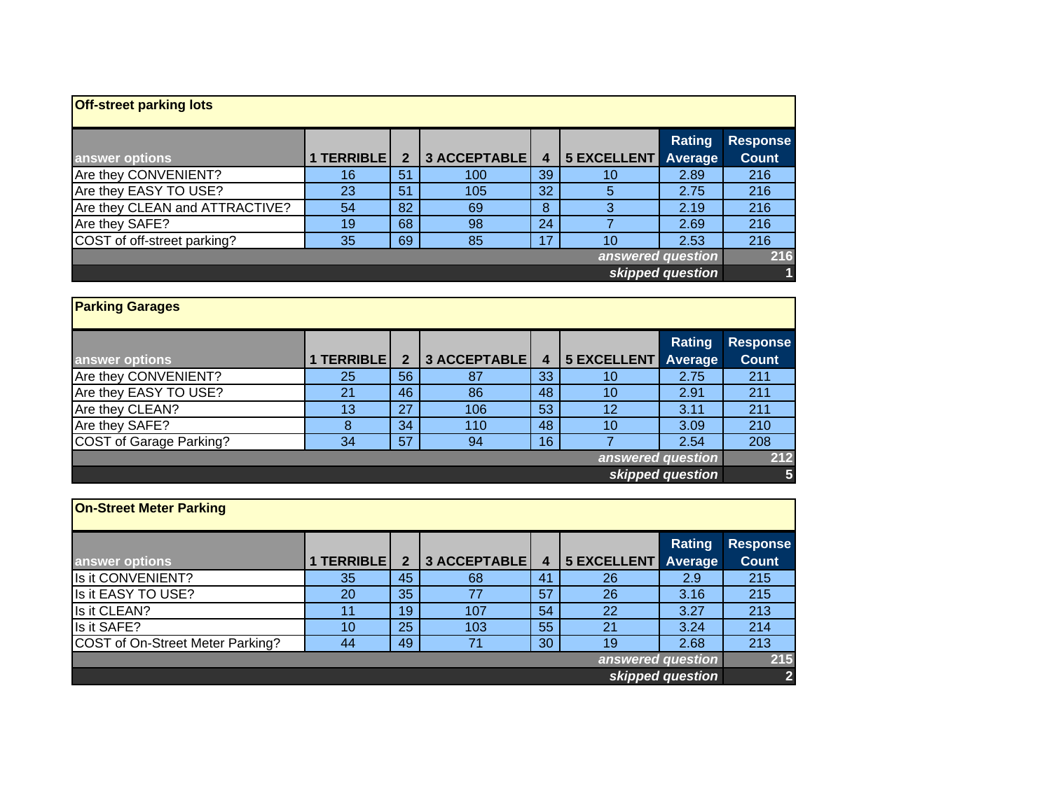## Off-street parking lots

| answer options | 1 TERRIBLE | 2 | 3 ACCEPTABLE | 4 | 5 EXCELLENT | Rating Average | Response Count |
|---|---|---|---|---|---|---|---|
| Are they CONVENIENT? | 16 | 51 | 100 | 39 | 10 | 2.89 | 216 |
| Are they EASY TO USE? | 23 | 51 | 105 | 32 | 5 | 2.75 | 216 |
| Are they CLEAN and ATTRACTIVE? | 54 | 82 | 69 | 8 | 3 | 2.19 | 216 |
| Are they SAFE? | 19 | 68 | 98 | 24 | 7 | 2.69 | 216 |
| COST of off-street parking? | 35 | 69 | 85 | 17 | 10 | 2.53 | 216 |
| | | | | | | *answered question* | 216 |
| | | | | | | *skipped question* | 1 |

## Parking Garages

| answer options | 1 TERRIBLE | 2 | 3 ACCEPTABLE | 4 | 5 EXCELLENT | Rating Average | Response Count |
|---|---|---|---|---|---|---|---|
| Are they CONVENIENT? | 25 | 56 | 87 | 33 | 10 | 2.75 | 211 |
| Are they EASY TO USE? | 21 | 46 | 86 | 48 | 10 | 2.91 | 211 |
| Are they CLEAN? | 13 | 27 | 106 | 53 | 12 | 3.11 | 211 |
| Are they SAFE? | 8 | 34 | 110 | 48 | 10 | 3.09 | 210 |
| COST of Garage Parking? | 34 | 57 | 94 | 16 | 7 | 2.54 | 208 |
| | | | | | | *answered question* | 212 |
| | | | | | | *skipped question* | 5 |

## On-Street Meter Parking

| answer options | 1 TERRIBLE | 2 | 3 ACCEPTABLE | 4 | 5 EXCELLENT | Rating Average | Response Count |
|---|---|---|---|---|---|---|---|
| Is it CONVENIENT? | 35 | 45 | 68 | 41 | 26 | 2.9 | 215 |
| Is it EASY TO USE? | 20 | 35 | 77 | 57 | 26 | 3.16 | 215 |
| Is it CLEAN? | 11 | 19 | 107 | 54 | 22 | 3.27 | 213 |
| Is it SAFE? | 10 | 25 | 103 | 55 | 21 | 3.24 | 214 |
| COST of On-Street Meter Parking? | 44 | 49 | 71 | 30 | 19 | 2.68 | 213 |
| | | | | | | *answered question* | 215 |
| | | | | | | *skipped question* | 2 |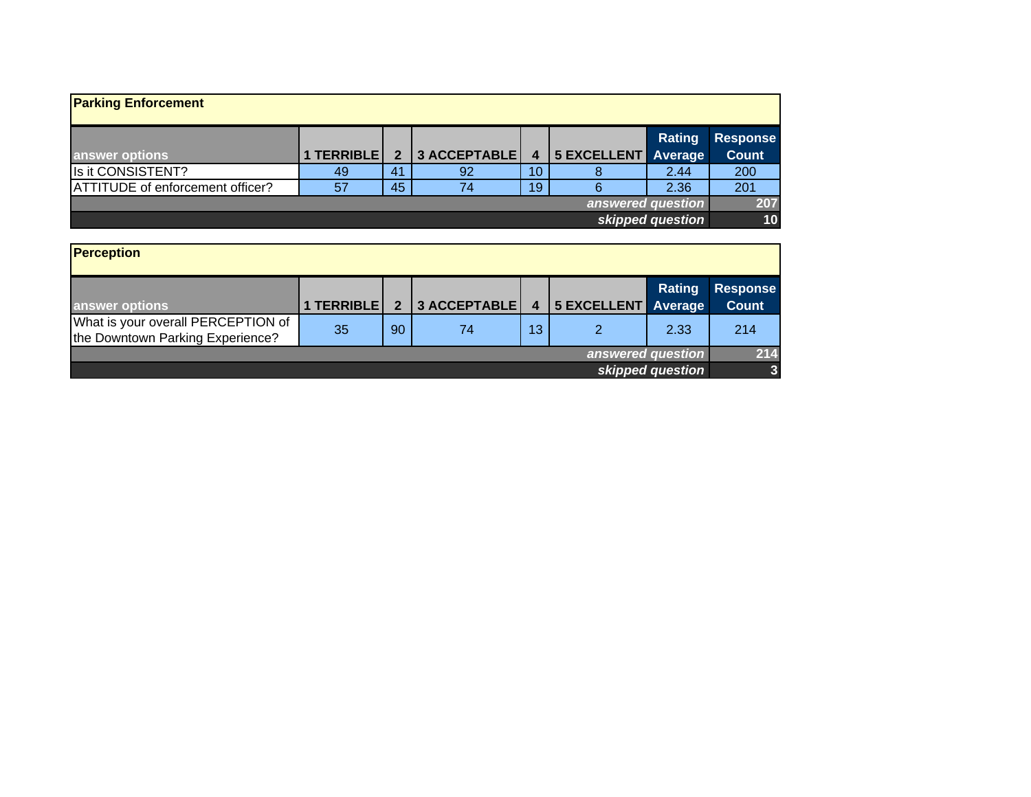## Parking Enforcement

| answer options | 1 TERRIBLE | 2 | 3 ACCEPTABLE | 4 | 5 EXCELLENT | Rating Average | Response Count |
|---|---|---|---|---|---|---|---|
| Is it CONSISTENT? | 49 | 41 | 92 | 10 | 8 | 2.44 | 200 |
| ATTITUDE of enforcement officer? | 57 | 45 | 74 | 19 | 6 | 2.36 | 201 |
| | | | | | | *answered question* | 207 |
| | | | | | | *skipped question* | 10 |

## Perception

| answer options | 1 TERRIBLE | 2 | 3 ACCEPTABLE | 4 | 5 EXCELLENT | Rating Average | Response Count |
|---|---|---|---|---|---|---|---|
| What is your overall PERCEPTION of the Downtown Parking Experience? | 35 | 90 | 74 | 13 | 2 | 2.33 | 214 |
| | | | | | | *answered question* | 214 |
| | | | | | | *skipped question* | 3 |